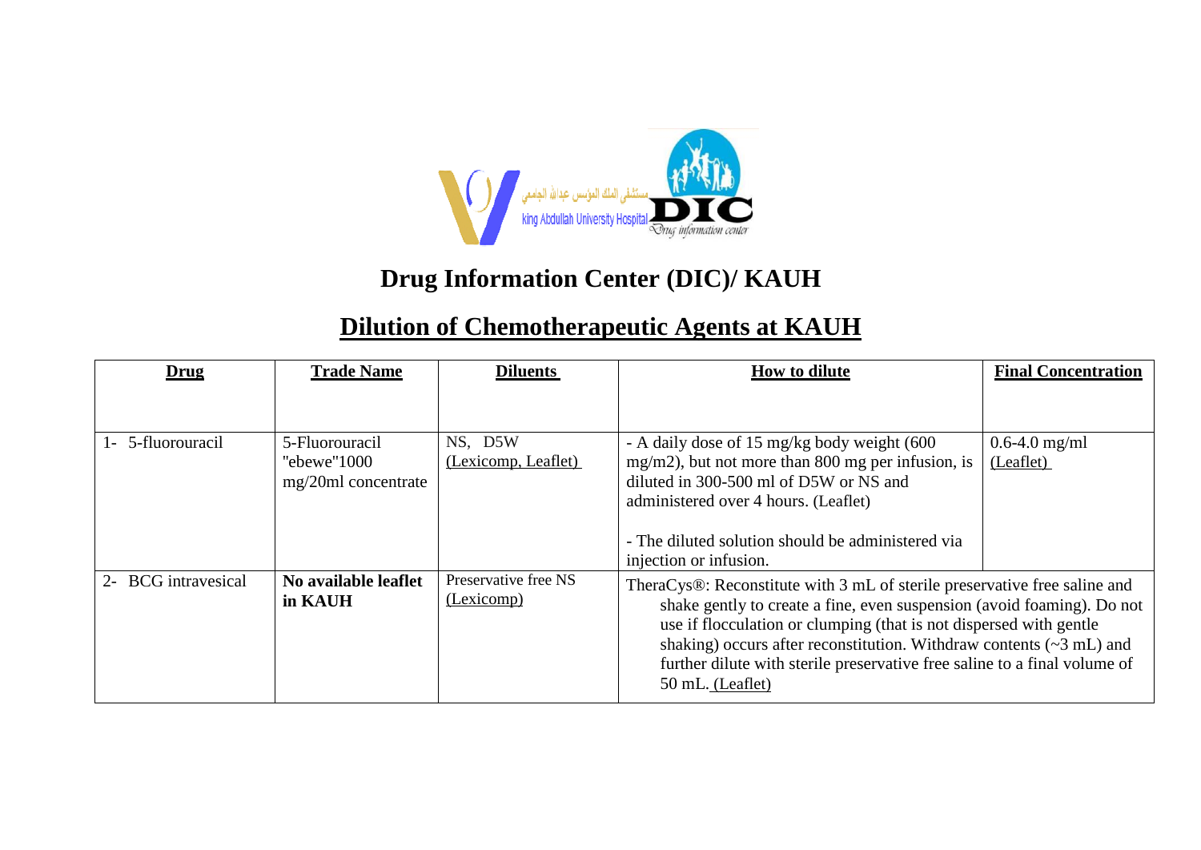# Drug Information Center (DIC)/ KAUH

## Dilution of Chemotherapeutic Agents at KAUH

| **Drug** | **Trade Name** | **Diluents** | **How to dilute** | **Final Concentration** |
|---|---|---|---|---|
| 1- 5-fluorouracil | 5-Fluorouracil "ebewe"1000 mg/20ml concentrate | NS, D5W (Lexicomp, Leaflet) | - A daily dose of 15 mg/kg body weight (600 mg/m2), but not more than 800 mg per infusion, is diluted in 300-500 ml of D5W or NS and administered over 4 hours. (Leaflet)<br><br>- The diluted solution should be administered via injection or infusion. | 0.6-4.0 mg/ml (Leaflet) |
| 2- BCG intravesical | **No available leaflet in KAUH** | Preservative free NS (Lexicomp) | TheraCys®: Reconstitute with 3 mL of sterile preservative free saline and shake gently to create a fine, even suspension (avoid foaming). Do not use if flocculation or clumping (that is not dispersed with gentle shaking) occurs after reconstitution. Withdraw contents (~3 mL) and further dilute with sterile preservative free saline to a final volume of 50 mL. (Leaflet) | |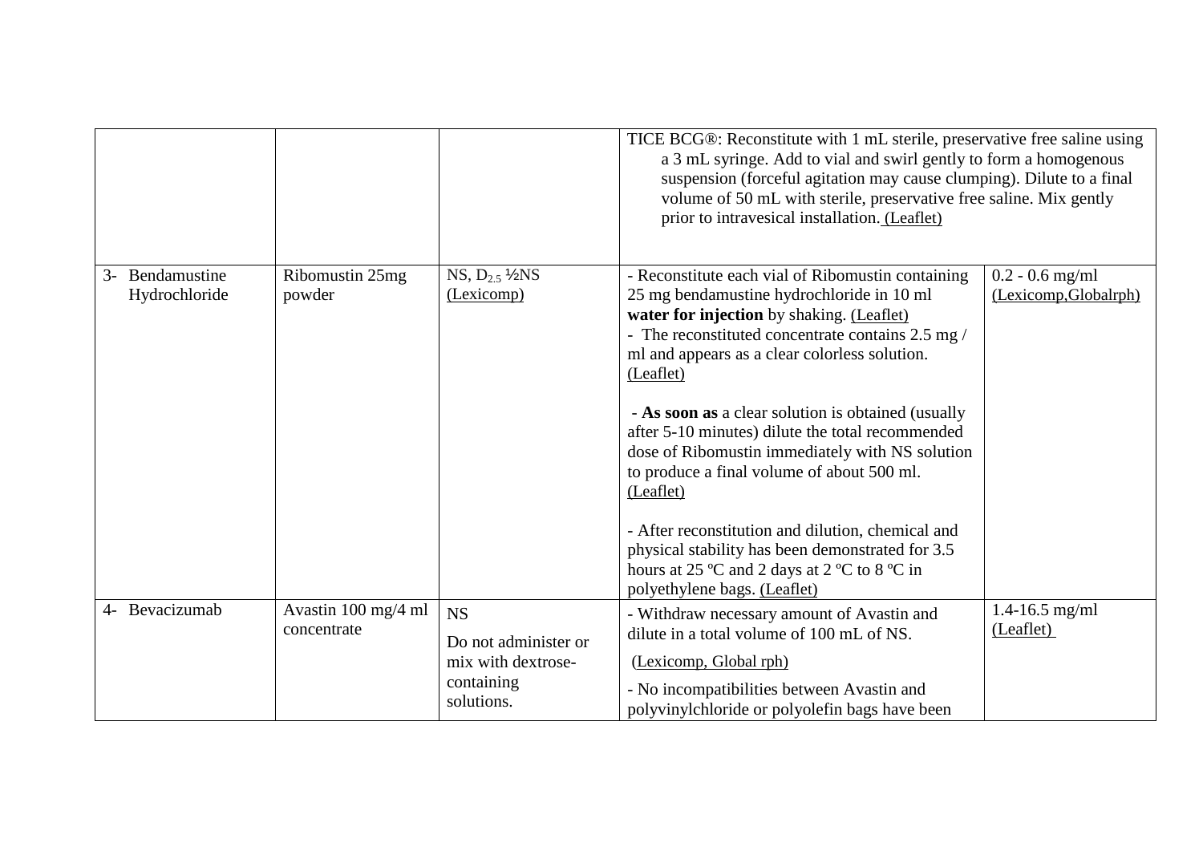| | | | | |
|---|---|---|---|---|
| | | | TICE BCG®: Reconstitute with 1 mL sterile, preservative free saline using a 3 mL syringe. Add to vial and swirl gently to form a homogenous suspension (forceful agitation may cause clumping). Dilute to a final volume of 50 mL with sterile, preservative free saline. Mix gently prior to intravesical installation. (Leaflet) | |
| 3- Bendamustine Hydrochloride | Ribomustin 25mg powder | NS, $D_{2.5}$ ½NS (Lexicomp) | - Reconstitute each vial of Ribomustin containing 25 mg bendamustine hydrochloride in 10 ml **water for injection** by shaking. (Leaflet)<br>- The reconstituted concentrate contains 2.5 mg / ml and appears as a clear colorless solution. (Leaflet)<br><br>- **As soon as** a clear solution is obtained (usually after 5-10 minutes) dilute the total recommended dose of Ribomustin immediately with NS solution to produce a final volume of about 500 ml. (Leaflet)<br><br>- After reconstitution and dilution, chemical and physical stability has been demonstrated for 3.5 hours at 25 ºC and 2 days at 2 ºC to 8 ºC in polyethylene bags. (Leaflet) | 0.2 - 0.6 mg/ml (Lexicomp,Globalrph) |
| 4- Bevacizumab | Avastin 100 mg/4 ml concentrate | NS<br>Do not administer or mix with dextrose-containing solutions. | - Withdraw necessary amount of Avastin and dilute in a total volume of 100 mL of NS.<br>(Lexicomp, Global rph)<br>- No incompatibilities between Avastin and polyvinylchloride or polyolefin bags have been | 1.4-16.5 mg/ml (Leaflet) |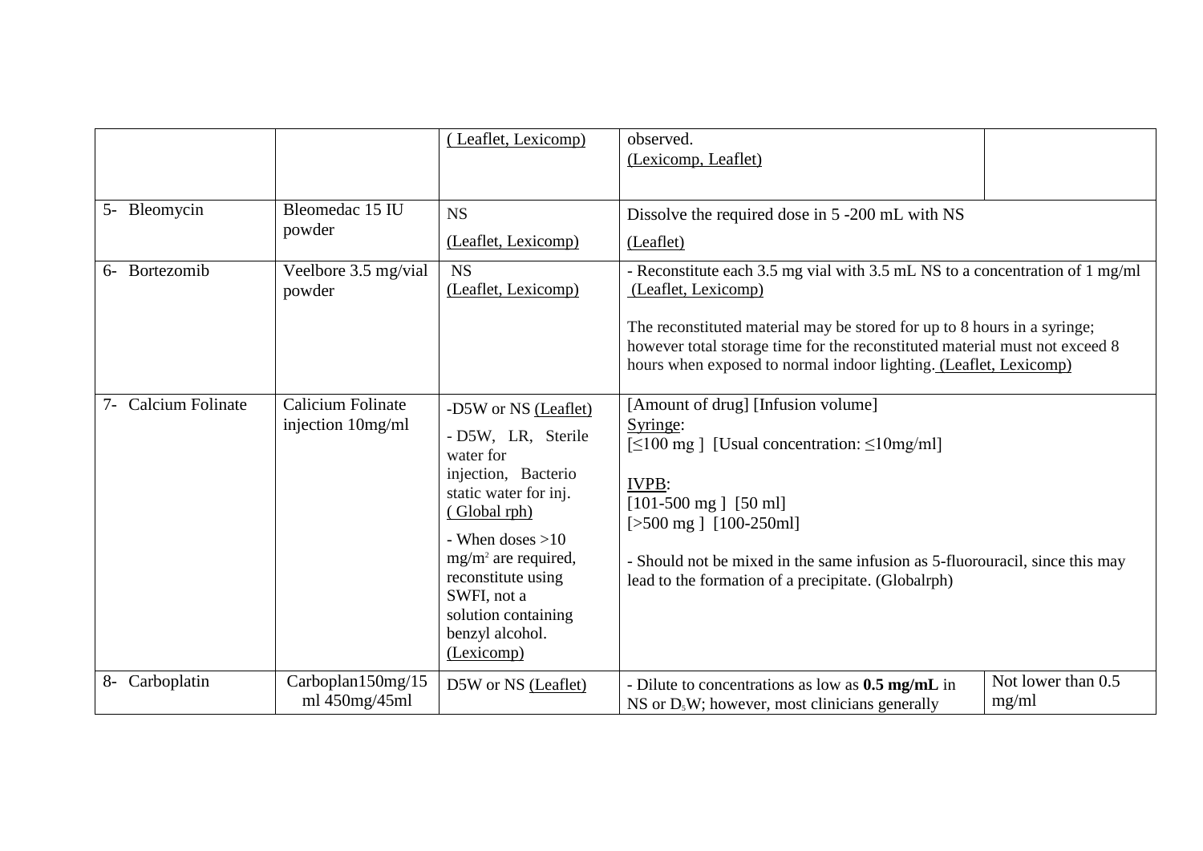| | | | | |
|---|---|---|---|---|
| | | ( Leaflet, Lexicomp) | observed.<br>(Lexicomp, Leaflet) | |
| 5- Bleomycin | Bleomedac 15 IU powder | NS<br>(Leaflet, Lexicomp) | Dissolve the required dose in 5 -200 mL with NS<br>(Leaflet) | |
| 6- Bortezomib | Veelbore 3.5 mg/vial powder | NS<br>(Leaflet, Lexicomp) | - Reconstitute each 3.5 mg vial with 3.5 mL NS to a concentration of 1 mg/ml (Leaflet, Lexicomp)<br><br>The reconstituted material may be stored for up to 8 hours in a syringe; however total storage time for the reconstituted material must not exceed 8 hours when exposed to normal indoor lighting. (Leaflet, Lexicomp) | |
| 7- Calcium Folinate | Calicium Folinate injection 10mg/ml | -D5W or NS (Leaflet)<br>- D5W, LR, Sterile water for injection, Bacterio static water for inj. ( Global rph)<br>- When doses >10 $mg/m^2$ are required, reconstitute using SWFI, not a solution containing benzyl alcohol. (Lexicomp) | [Amount of drug] [Infusion volume]<br>Syringe:<br>[≤100 mg ] [Usual concentration: ≤10mg/ml]<br><br>IVPB:<br>[101-500 mg ] [50 ml]<br>[>500 mg ] [100-250ml]<br><br>- Should not be mixed in the same infusion as 5-fluorouracil, since this may lead to the formation of a precipitate. (Globalrph) | |
| 8- Carboplatin | Carboplan150mg/15 ml 450mg/45ml | D5W or NS (Leaflet) | - Dilute to concentrations as low as **0.5 mg/mL** in NS or $D_5W$; however, most clinicians generally | Not lower than 0.5 mg/ml |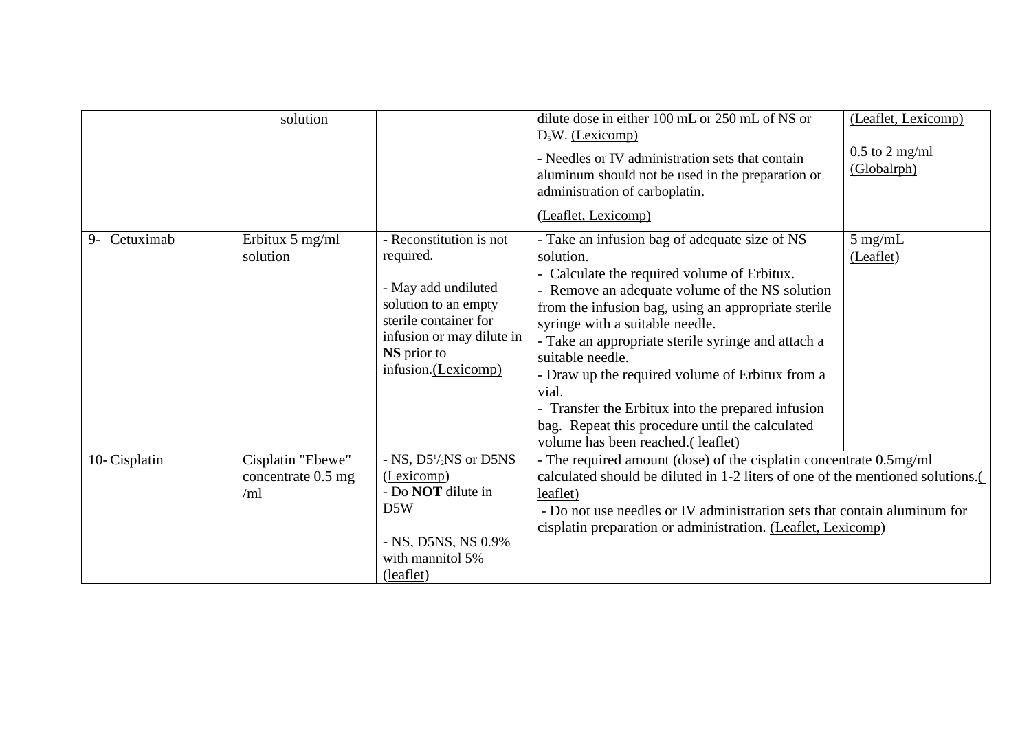| | | | | |
|---|---|---|---|---|
| | solution | | dilute dose in either 100 mL or 250 mL of NS or $D_5W$. (Lexicomp)<br>- Needles or IV administration sets that contain aluminum should not be used in the preparation or administration of carboplatin.<br>(Leaflet, Lexicomp) | (Leaflet, Lexicomp)<br>0.5 to 2 mg/ml (Globalrph) |
| 9- Cetuximab | Erbitux 5 mg/ml solution | - Reconstitution is not required.<br>- May add undiluted solution to an empty sterile container for infusion or may dilute in **NS** prior to infusion.(Lexicomp) | - Take an infusion bag of adequate size of NS solution.<br>- Calculate the required volume of Erbitux.<br>- Remove an adequate volume of the NS solution from the infusion bag, using an appropriate sterile syringe with a suitable needle.<br>- Take an appropriate sterile syringe and attach a suitable needle.<br>- Draw up the required volume of Erbitux from a vial.<br>- Transfer the Erbitux into the prepared infusion bag. Repeat this procedure until the calculated volume has been reached.( leaflet) | 5 mg/mL (Leaflet) |
| 10- Cisplatin | Cisplatin "Ebewe" concentrate 0.5 mg /ml | - NS, D5½NS or D5NS (Lexicomp)<br>- Do **NOT** dilute in D5W<br>- NS, D5NS, NS 0.9% with mannitol 5% (leaflet) | - The required amount (dose) of the cisplatin concentrate 0.5mg/ml calculated should be diluted in 1-2 liters of one of the mentioned solutions.( leaflet)<br>- Do not use needles or IV administration sets that contain aluminum for cisplatin preparation or administration. (Leaflet, Lexicomp) | |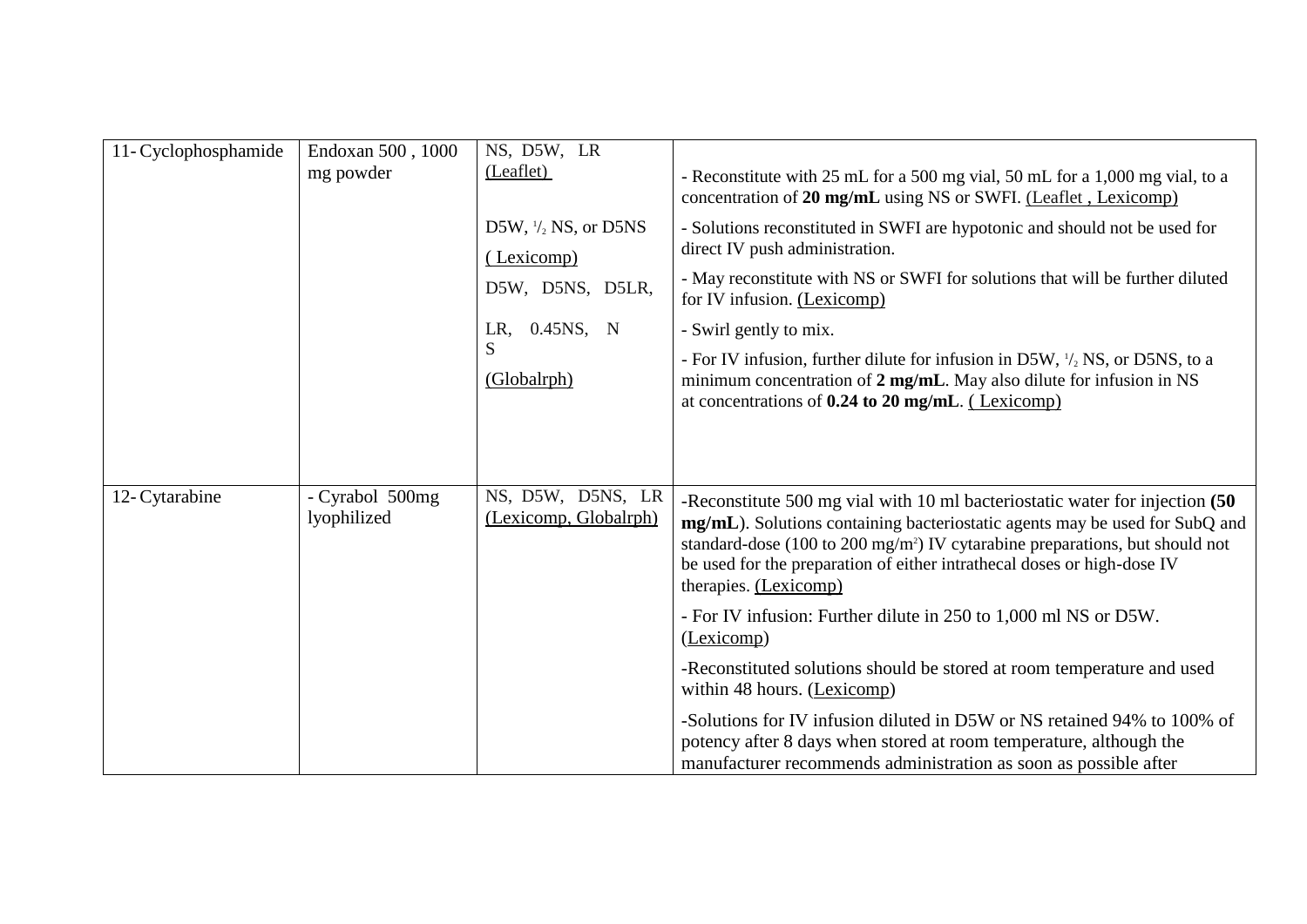| 11- Cyclophosphamide | Endoxan 500 , 1000 mg powder | NS, D5W, LR (Leaflet)<br><br>D5W, $^1/_2$ NS, or D5NS ( Lexicomp)<br><br>D5W, D5NS, D5LR, LR, 0.45NS, NS (Globalrph) | - Reconstitute with 25 mL for a 500 mg vial, 50 mL for a 1,000 mg vial, to a concentration of **20 mg/mL** using NS or SWFI. (Leaflet , Lexicomp)<br><br>- Solutions reconstituted in SWFI are hypotonic and should not be used for direct IV push administration.<br><br>- May reconstitute with NS or SWFI for solutions that will be further diluted for IV infusion. (Lexicomp)<br><br>- Swirl gently to mix.<br><br>- For IV infusion, further dilute for infusion in D5W, $^1/_2$ NS, or D5NS, to a minimum concentration of **2 mg/mL**. May also dilute for infusion in NS at concentrations of **0.24 to 20 mg/mL**. ( Lexicomp) |
|---|---|---|---|
| 12- Cytarabine | - Cyrabol 500mg lyophilized | NS, D5W, D5NS, LR (Lexicomp, Globalrph) | -Reconstitute 500 mg vial with 10 ml bacteriostatic water for injection **(50 mg/mL**). Solutions containing bacteriostatic agents may be used for SubQ and standard-dose (100 to 200 mg/m$^2$) IV cytarabine preparations, but should not be used for the preparation of either intrathecal doses or high-dose IV therapies. (Lexicomp)<br><br>- For IV infusion: Further dilute in 250 to 1,000 ml NS or D5W. (Lexicomp)<br><br>-Reconstituted solutions should be stored at room temperature and used within 48 hours. (Lexicomp)<br><br>-Solutions for IV infusion diluted in D5W or NS retained 94% to 100% of potency after 8 days when stored at room temperature, although the manufacturer recommends administration as soon as possible after |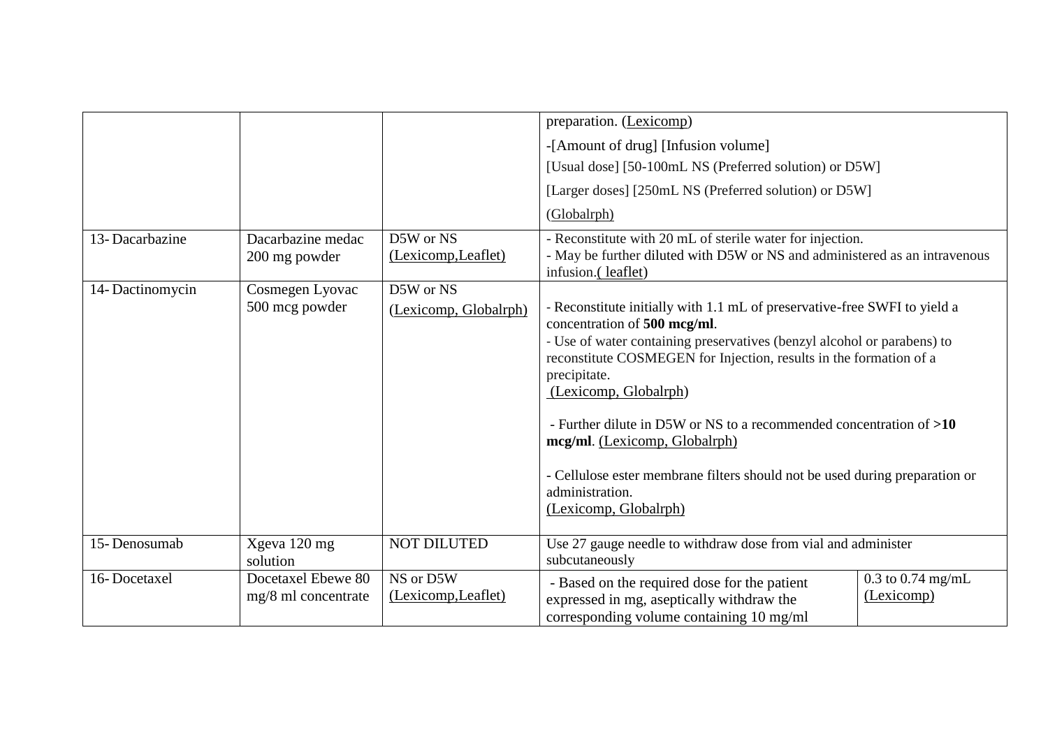| | | | | |
|---|---|---|---|---|
| | | | preparation. (Lexicomp)<br>-[Amount of drug] [Infusion volume]<br>[Usual dose] [50-100mL NS (Preferred solution) or D5W]<br>[Larger doses] [250mL NS (Preferred solution) or D5W]<br>(Globalrph) | |
| 13- Dacarbazine | Dacarbazine medac 200 mg powder | D5W or NS (Lexicomp,Leaflet) | - Reconstitute with 20 mL of sterile water for injection.<br>- May be further diluted with D5W or NS and administered as an intravenous infusion.( leaflet) | |
| 14- Dactinomycin | Cosmegen Lyovac 500 mcg powder | D5W or NS (Lexicomp, Globalrph) | - Reconstitute initially with 1.1 mL of preservative-free SWFI to yield a concentration of **500 mcg/ml**.<br>- Use of water containing preservatives (benzyl alcohol or parabens) to reconstitute COSMEGEN for Injection, results in the formation of a precipitate.<br>(Lexicomp, Globalrph)<br><br>- Further dilute in D5W or NS to a recommended concentration of **>10 mcg/ml**. (Lexicomp, Globalrph)<br><br>- Cellulose ester membrane filters should not be used during preparation or administration.<br>(Lexicomp, Globalrph) | |
| 15- Denosumab | Xgeva 120 mg solution | NOT DILUTED | Use 27 gauge needle to withdraw dose from vial and administer subcutaneously | |
| 16- Docetaxel | Docetaxel Ebewe 80 mg/8 ml concentrate | NS or D5W (Lexicomp,Leaflet) | - Based on the required dose for the patient expressed in mg, aseptically withdraw the corresponding volume containing 10 mg/ml | 0.3 to 0.74 mg/mL (Lexicomp) |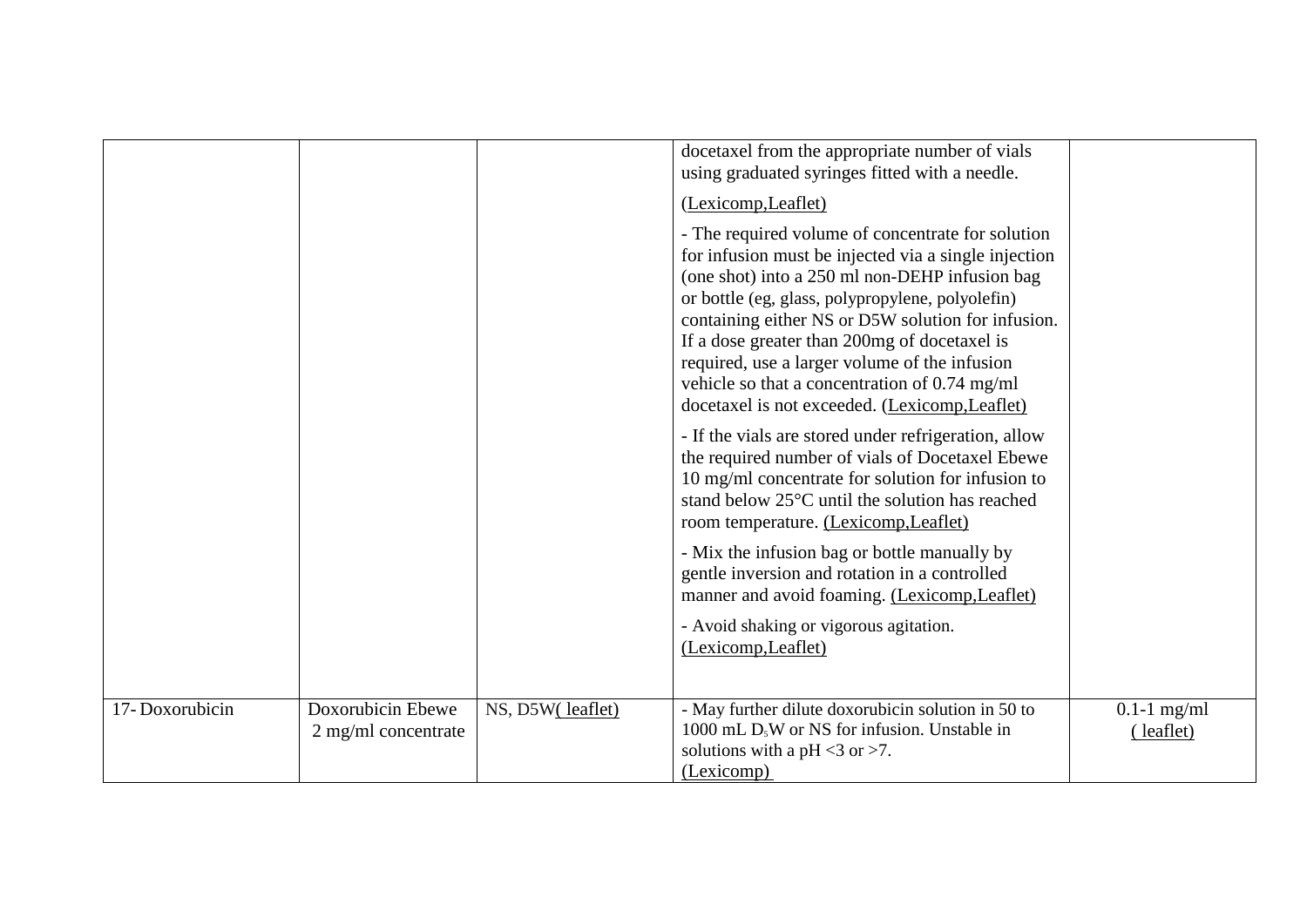| | | | | |
|---|---|---|---|---|
| | | | docetaxel from the appropriate number of vials using graduated syringes fitted with a needle. (Lexicomp,Leaflet)<br><br>- The required volume of concentrate for solution for infusion must be injected via a single injection (one shot) into a 250 ml non-DEHP infusion bag or bottle (eg, glass, polypropylene, polyolefin) containing either NS or D5W solution for infusion. If a dose greater than 200mg of docetaxel is required, use a larger volume of the infusion vehicle so that a concentration of 0.74 mg/ml docetaxel is not exceeded. (Lexicomp,Leaflet)<br><br>- If the vials are stored under refrigeration, allow the required number of vials of Docetaxel Ebewe 10 mg/ml concentrate for solution for infusion to stand below 25°C until the solution has reached room temperature. (Lexicomp,Leaflet)<br><br>- Mix the infusion bag or bottle manually by gentle inversion and rotation in a controlled manner and avoid foaming. (Lexicomp,Leaflet)<br><br>- Avoid shaking or vigorous agitation. (Lexicomp,Leaflet) | |
| 17- Doxorubicin | Doxorubicin Ebewe 2 mg/ml concentrate | NS, D5W( leaflet) | - May further dilute doxorubicin solution in 50 to 1000 mL $D_5W$ or NS for infusion. Unstable in solutions with a pH <3 or >7. (Lexicomp) | 0.1-1 mg/ml ( leaflet) |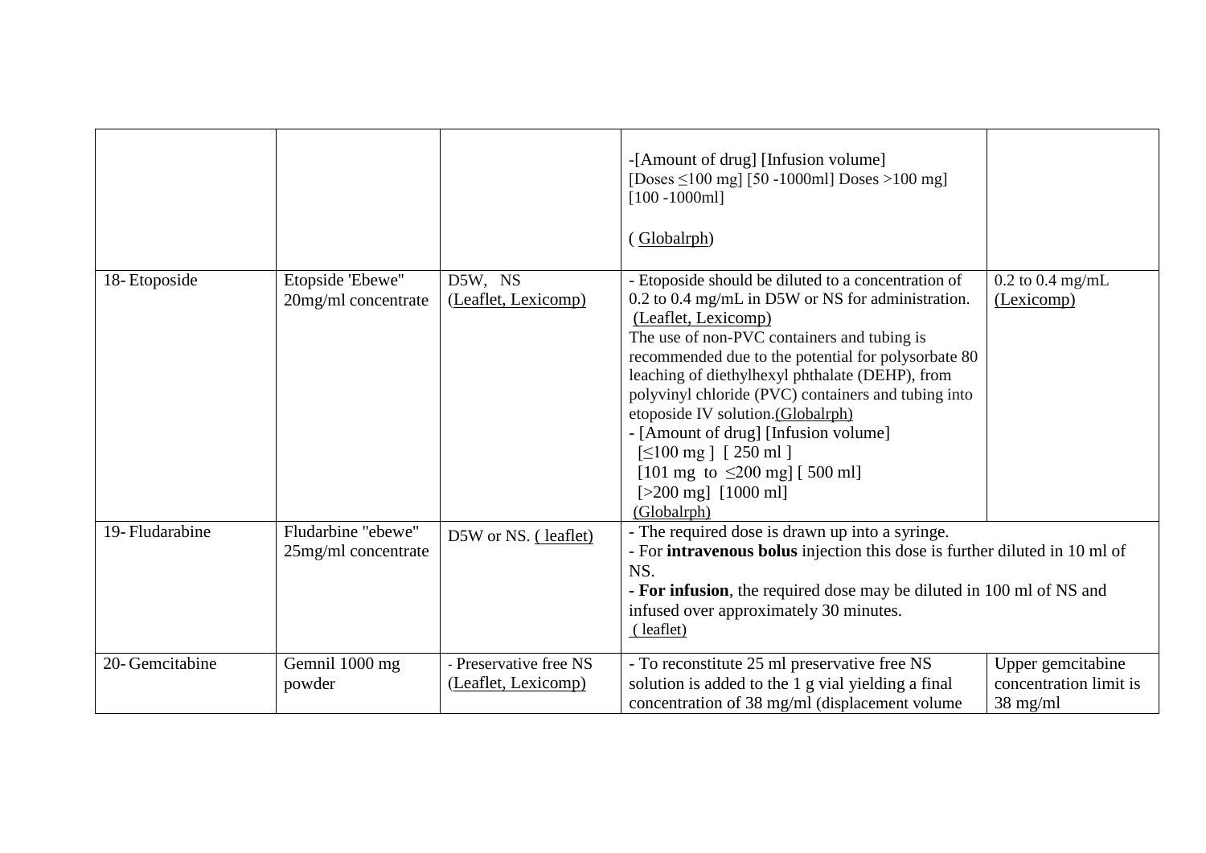| | | | | |
|---|---|---|---|---|
| | | | -[Amount of drug] [Infusion volume]<br>[Doses ≤100 mg] [50 -1000ml] Doses >100 mg] [100 -1000ml]<br><br>( Globalrph) | |
| 18- Etoposide | Etopside 'Ebewe" 20mg/ml concentrate | D5W, NS (Leaflet, Lexicomp) | - Etoposide should be diluted to a concentration of 0.2 to 0.4 mg/mL in D5W or NS for administration. (Leaflet, Lexicomp)<br>The use of non-PVC containers and tubing is recommended due to the potential for polysorbate 80 leaching of diethylhexyl phthalate (DEHP), from polyvinyl chloride (PVC) containers and tubing into etoposide IV solution.(Globalrph)<br>- [Amount of drug] [Infusion volume]<br>[≤100 mg ] [ 250 ml ]<br>[101 mg to ≤200 mg] [ 500 ml]<br>[>200 mg] [1000 ml]<br>(Globalrph) | 0.2 to 0.4 mg/mL (Lexicomp) |
| 19- Fludarabine | Fludarbine "ebewe" 25mg/ml concentrate | D5W or NS. ( leaflet) | - The required dose is drawn up into a syringe.<br>- For **intravenous bolus** injection this dose is further diluted in 10 ml of NS.<br>**- For infusion**, the required dose may be diluted in 100 ml of NS and infused over approximately 30 minutes.<br>( leaflet) | |
| 20- Gemcitabine | Gemnil 1000 mg powder | - Preservative free NS (Leaflet, Lexicomp) | - To reconstitute 25 ml preservative free NS solution is added to the 1 g vial yielding a final concentration of 38 mg/ml (displacement volume | Upper gemcitabine concentration limit is 38 mg/ml |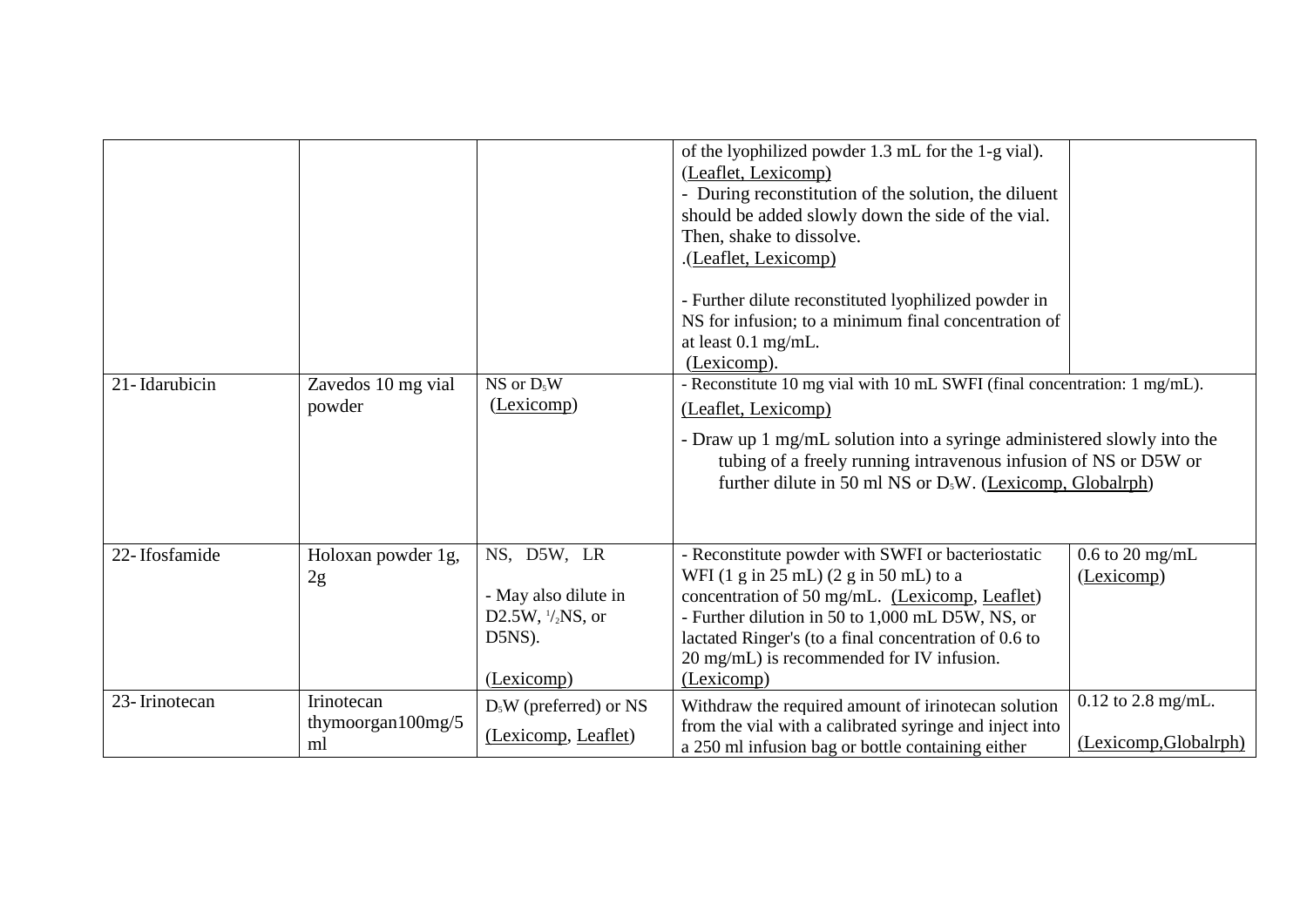| | | | | |
|---|---|---|---|---|
| | | | of the lyophilized powder 1.3 mL for the 1-g vial). (Leaflet, Lexicomp)<br>- During reconstitution of the solution, the diluent should be added slowly down the side of the vial. Then, shake to dissolve.<br>.(Leaflet, Lexicomp)<br><br>- Further dilute reconstituted lyophilized powder in NS for infusion; to a minimum final concentration of at least 0.1 mg/mL.<br>(Lexicomp). | |
| 21- Idarubicin | Zavedos 10 mg vial powder | NS or $D_5W$<br>(Lexicomp) | - Reconstitute 10 mg vial with 10 mL SWFI (final concentration: 1 mg/mL).<br>(Leaflet, Lexicomp)<br>- Draw up 1 mg/mL solution into a syringe administered slowly into the tubing of a freely running intravenous infusion of NS or D5W or further dilute in 50 ml NS or $D_5W$. (Lexicomp, Globalrph) | |
| 22- Ifosfamide | Holoxan powder 1g, 2g | NS, D5W, LR<br><br>- May also dilute in D2.5W, ½NS, or D5NS).<br><br>(Lexicomp) | - Reconstitute powder with SWFI or bacteriostatic WFI (1 g in 25 mL) (2 g in 50 mL) to a concentration of 50 mg/mL. (Lexicomp, Leaflet)<br>- Further dilution in 50 to 1,000 mL D5W, NS, or lactated Ringer's (to a final concentration of 0.6 to 20 mg/mL) is recommended for IV infusion.<br>(Lexicomp) | 0.6 to 20 mg/mL<br>(Lexicomp) |
| 23- Irinotecan | Irinotecan thymoorgan100mg/5 ml | $D_5W$ (preferred) or NS<br>(Lexicomp, Leaflet) | Withdraw the required amount of irinotecan solution from the vial with a calibrated syringe and inject into a 250 ml infusion bag or bottle containing either | 0.12 to 2.8 mg/mL.<br><br>(Lexicomp,Globalrph) |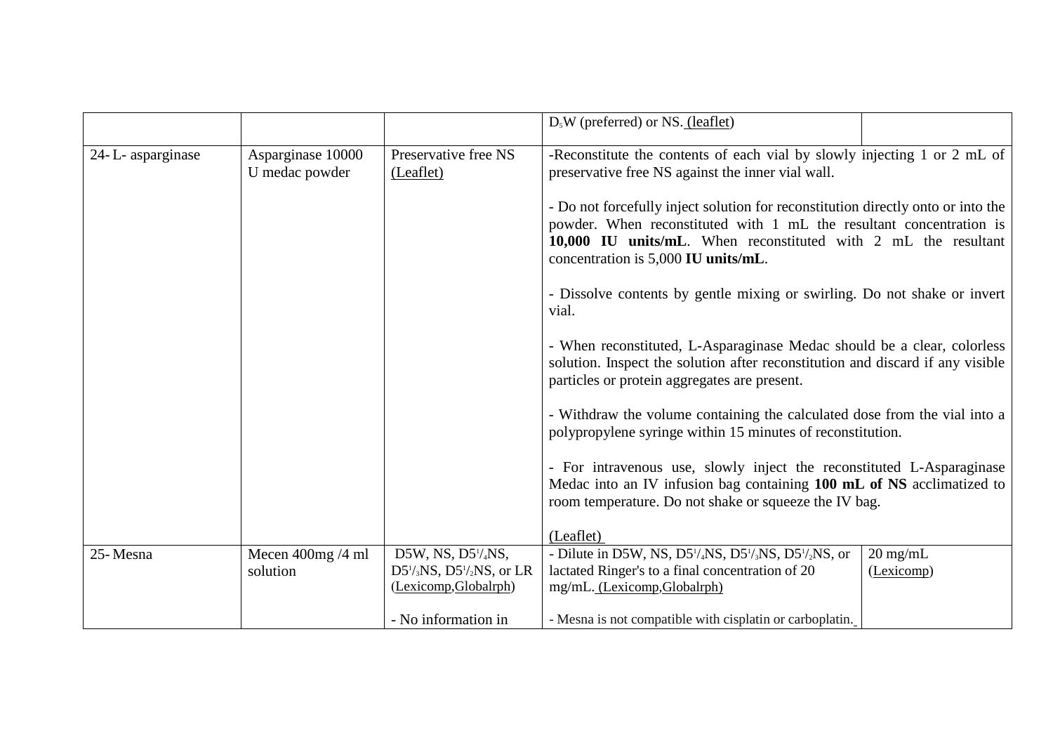| | | | | |
|---|---|---|---|---|
| | | | $D_5W$ (preferred) or NS. (leaflet) | |
| 24- L- asparginase | Asparginase 10000 U medac powder | Preservative free NS (Leaflet) | -Reconstitute the contents of each vial by slowly injecting 1 or 2 mL of preservative free NS against the inner vial wall.<br><br>- Do not forcefully inject solution for reconstitution directly onto or into the powder. When reconstituted with 1 mL the resultant concentration is **10,000 IU units/mL**. When reconstituted with 2 mL the resultant concentration is 5,000 **IU units/mL**.<br><br>- Dissolve contents by gentle mixing or swirling. Do not shake or invert vial.<br><br>- When reconstituted, L-Asparaginase Medac should be a clear, colorless solution. Inspect the solution after reconstitution and discard if any visible particles or protein aggregates are present.<br><br>- Withdraw the volume containing the calculated dose from the vial into a polypropylene syringe within 15 minutes of reconstitution.<br><br>- For intravenous use, slowly inject the reconstituted L-Asparaginase Medac into an IV infusion bag containing **100 mL of NS** acclimatized to room temperature. Do not shake or squeeze the IV bag.<br><br>(Leaflet) | |
| 25- Mesna | Mecen 400mg /4 ml solution | D5W, NS, D5¼NS, D5⅓NS, D5½NS, or LR (Lexicomp,Globalrph)<br><br>- No information in | - Dilute in D5W, NS, D5¼NS, D5⅓NS, D5½NS, or lactated Ringer's to a final concentration of 20 mg/mL. (Lexicomp,Globalrph)<br><br>- Mesna is not compatible with cisplatin or carboplatin. | 20 mg/mL (Lexicomp) |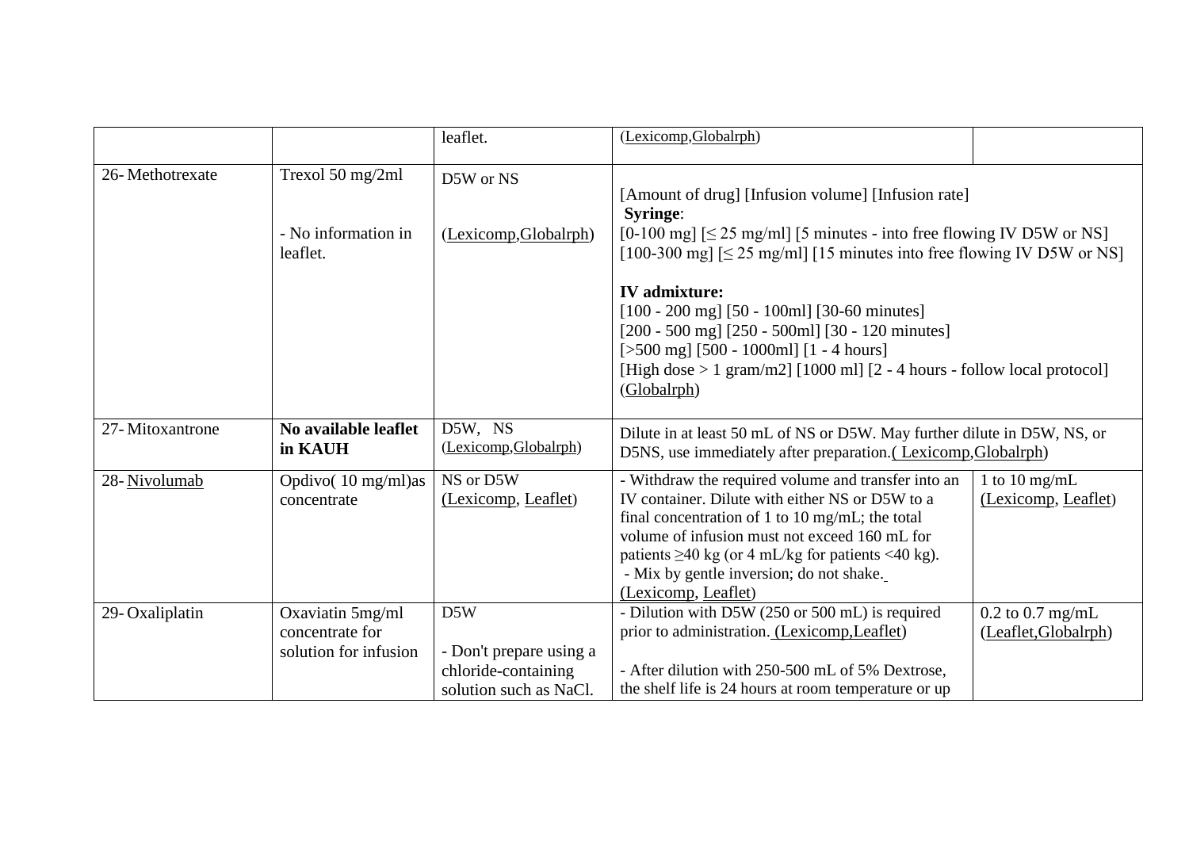| | | | | |
|---|---|---|---|---|
| | | leaflet. | (Lexicomp,Globalrph) | |
| 26- Methotrexate | Trexol 50 mg/2ml<br><br>- No information in leaflet. | D5W or NS<br><br>(Lexicomp,Globalrph) | [Amount of drug] [Infusion volume] [Infusion rate]<br>**Syringe**:<br>[0-100 mg] [≤ 25 mg/ml] [5 minutes - into free flowing IV D5W or NS]<br>[100-300 mg] [≤ 25 mg/ml] [15 minutes into free flowing IV D5W or NS]<br><br>**IV admixture:**<br>[100 - 200 mg] [50 - 100ml] [30-60 minutes]<br>[200 - 500 mg] [250 - 500ml] [30 - 120 minutes]<br>[>500 mg] [500 - 1000ml] [1 - 4 hours]<br>[High dose > 1 gram/m2] [1000 ml] [2 - 4 hours - follow local protocol]<br>(Globalrph) | |
| 27- Mitoxantrone | **No available leaflet in KAUH** | D5W, NS<br>(Lexicomp,Globalrph) | Dilute in at least 50 mL of NS or D5W. May further dilute in D5W, NS, or D5NS, use immediately after preparation.( Lexicomp,Globalrph) | |
| 28- Nivolumab | Opdivo( 10 mg/ml)as concentrate | NS or D5W<br>(Lexicomp, Leaflet) | - Withdraw the required volume and transfer into an IV container. Dilute with either NS or D5W to a final concentration of 1 to 10 mg/mL; the total volume of infusion must not exceed 160 mL for patients ≥40 kg (or 4 mL/kg for patients <40 kg).<br>- Mix by gentle inversion; do not shake.<br>(Lexicomp, Leaflet) | 1 to 10 mg/mL<br>(Lexicomp, Leaflet) |
| 29- Oxaliplatin | Oxaviatin 5mg/ml concentrate for solution for infusion | D5W<br><br>- Don't prepare using a chloride-containing solution such as NaCl. | - Dilution with D5W (250 or 500 mL) is required prior to administration. (Lexicomp,Leaflet)<br><br>- After dilution with 250-500 mL of 5% Dextrose, the shelf life is 24 hours at room temperature or up | 0.2 to 0.7 mg/mL<br>(Leaflet,Globalrph) |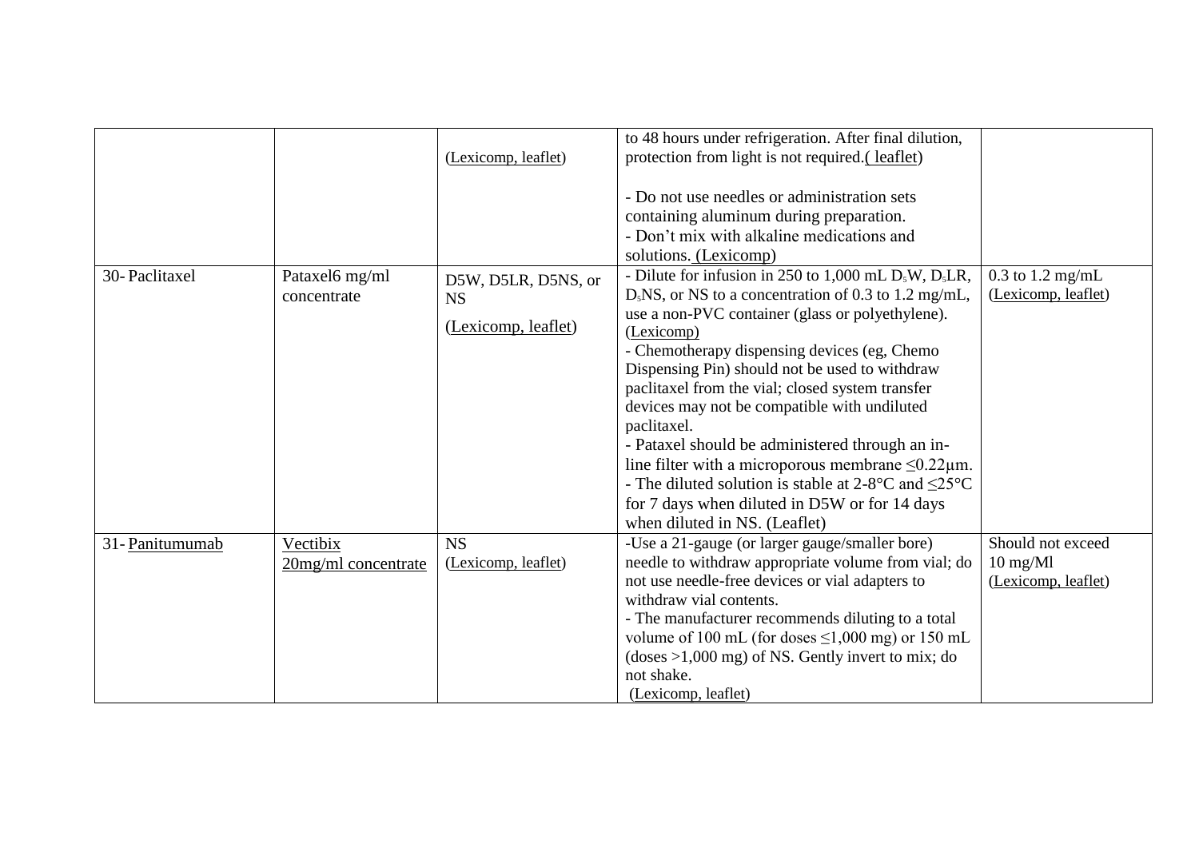| | | | | |
|---|---|---|---|---|
| | | (Lexicomp, leaflet) | to 48 hours under refrigeration. After final dilution, protection from light is not required.( leaflet)<br><br>- Do not use needles or administration sets containing aluminum during preparation.<br>- Don't mix with alkaline medications and solutions. (Lexicomp) | |
| 30- Paclitaxel | Pataxel6 mg/ml concentrate | D5W, D5LR, D5NS, or NS<br><br>(Lexicomp, leaflet) | - Dilute for infusion in 250 to 1,000 mL $D_5W$, $D_5LR$, $D_5NS$, or NS to a concentration of 0.3 to 1.2 mg/mL, use a non-PVC container (glass or polyethylene). (Lexicomp)<br>- Chemotherapy dispensing devices (eg, Chemo Dispensing Pin) should not be used to withdraw paclitaxel from the vial; closed system transfer devices may not be compatible with undiluted paclitaxel.<br>- Pataxel should be administered through an in-line filter with a microporous membrane ≤0.22µm.<br>- The diluted solution is stable at 2-8°C and ≤25°C for 7 days when diluted in D5W or for 14 days when diluted in NS. (Leaflet) | 0.3 to 1.2 mg/mL<br>(Lexicomp, leaflet) |
| 31- Panitumumab | Vectibix<br>20mg/ml concentrate | NS<br>(Lexicomp, leaflet) | -Use a 21-gauge (or larger gauge/smaller bore) needle to withdraw appropriate volume from vial; do not use needle-free devices or vial adapters to withdraw vial contents.<br>- The manufacturer recommends diluting to a total volume of 100 mL (for doses ≤1,000 mg) or 150 mL (doses >1,000 mg) of NS. Gently invert to mix; do not shake.<br>(Lexicomp, leaflet) | Should not exceed 10 mg/Ml<br>(Lexicomp, leaflet) |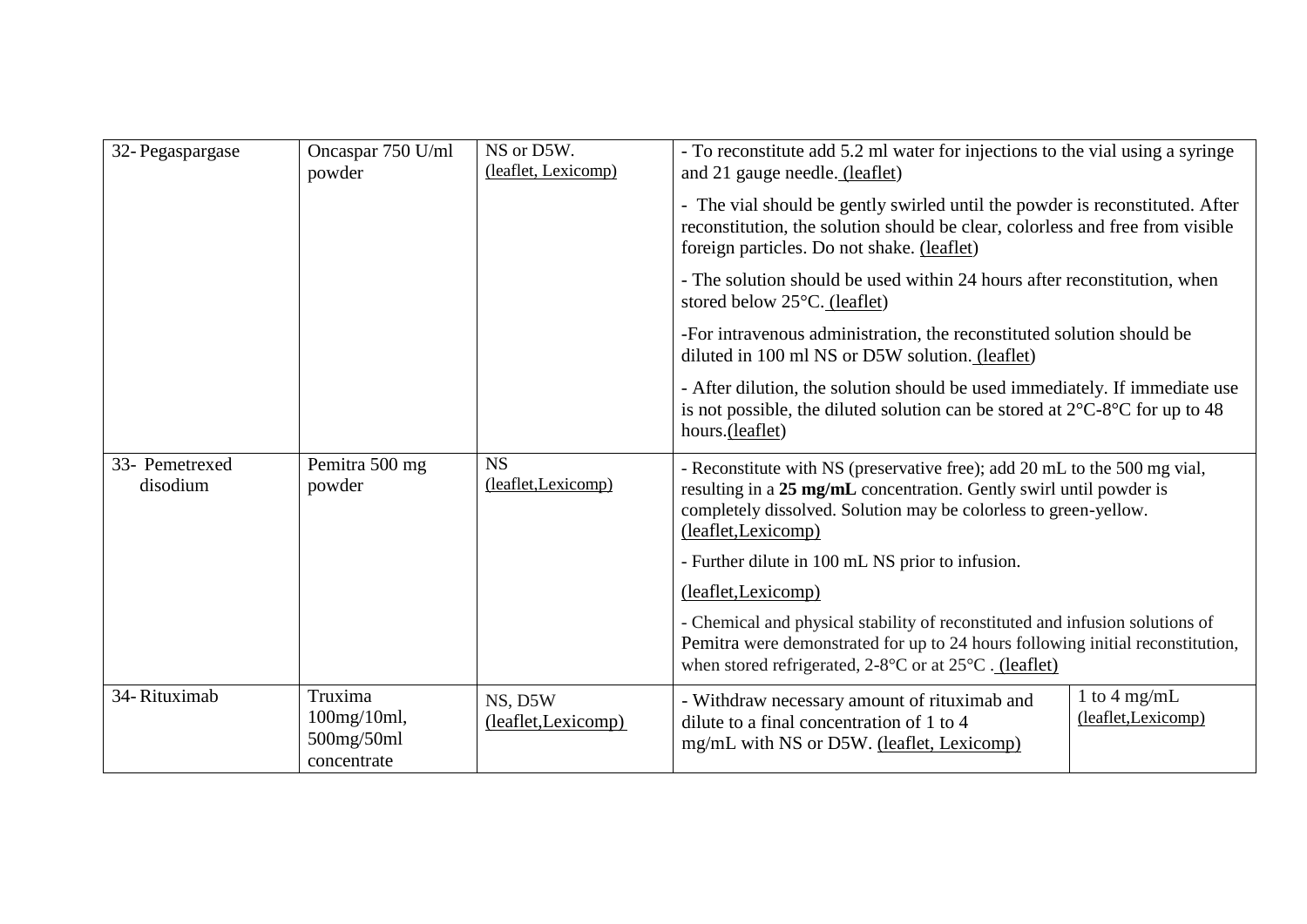| 32- Pegaspargase | Oncaspar 750 U/ml powder | NS or D5W. (leaflet, Lexicomp) | - To reconstitute add 5.2 ml water for injections to the vial using a syringe and 21 gauge needle. (leaflet)<br>- The vial should be gently swirled until the powder is reconstituted. After reconstitution, the solution should be clear, colorless and free from visible foreign particles. Do not shake. (leaflet)<br>- The solution should be used within 24 hours after reconstitution, when stored below 25°C. (leaflet)<br>-For intravenous administration, the reconstituted solution should be diluted in 100 ml NS or D5W solution. (leaflet)<br>- After dilution, the solution should be used immediately. If immediate use is not possible, the diluted solution can be stored at 2°C-8°C for up to 48 hours.(leaflet) | |
|---|---|---|---|---|
| 33- Pemetrexed disodium | Pemitra 500 mg powder | NS (leaflet,Lexicomp) | - Reconstitute with NS (preservative free); add 20 mL to the 500 mg vial, resulting in a **25 mg/mL** concentration. Gently swirl until powder is completely dissolved. Solution may be colorless to green-yellow. (leaflet,Lexicomp)<br>- Further dilute in 100 mL NS prior to infusion.<br>(leaflet,Lexicomp)<br>- Chemical and physical stability of reconstituted and infusion solutions of Pemitra were demonstrated for up to 24 hours following initial reconstitution, when stored refrigerated, 2-8°C or at 25°C . (leaflet) | |
| 34- Rituximab | Truxima 100mg/10ml, 500mg/50ml concentrate | NS, D5W (leaflet,Lexicomp) | - Withdraw necessary amount of rituximab and dilute to a final concentration of 1 to 4 mg/mL with NS or D5W. (leaflet, Lexicomp) | 1 to 4 mg/mL (leaflet,Lexicomp) |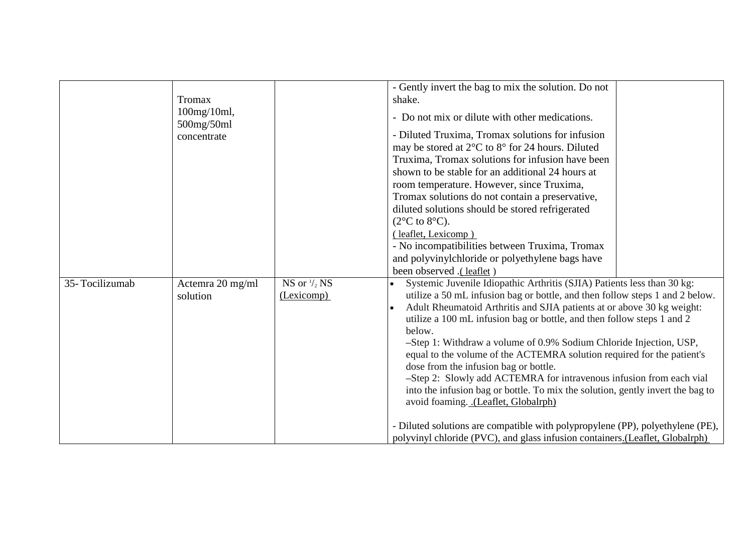| | | | | |
|---|---|---|---|---|
| | Tromax 100mg/10ml, 500mg/50ml concentrate | | - Gently invert the bag to mix the solution. Do not shake.<br>- Do not mix or dilute with other medications.<br>- Diluted Truxima, Tromax solutions for infusion may be stored at 2°C to 8° for 24 hours. Diluted Truxima, Tromax solutions for infusion have been shown to be stable for an additional 24 hours at room temperature. However, since Truxima, Tromax solutions do not contain a preservative, diluted solutions should be stored refrigerated (2°C to 8°C).<br>( leaflet, Lexicomp )<br>- No incompatibilities between Truxima, Tromax and polyvinylchloride or polyethylene bags have been observed .( leaflet ) | |
| 35- Tocilizumab | Actemra 20 mg/ml solution | NS or ½ NS (Lexicomp) | • Systemic Juvenile Idiopathic Arthritis (SJIA) Patients less than 30 kg: utilize a 50 mL infusion bag or bottle, and then follow steps 1 and 2 below.<br>• Adult Rheumatoid Arthritis and SJIA patients at or above 30 kg weight: utilize a 100 mL infusion bag or bottle, and then follow steps 1 and 2 below.<br>–Step 1: Withdraw a volume of 0.9% Sodium Chloride Injection, USP, equal to the volume of the ACTEMRA solution required for the patient's dose from the infusion bag or bottle.<br>–Step 2: Slowly add ACTEMRA for intravenous infusion from each vial into the infusion bag or bottle. To mix the solution, gently invert the bag to avoid foaming. .(Leaflet, Globalrph)<br><br>- Diluted solutions are compatible with polypropylene (PP), polyethylene (PE), polyvinyl chloride (PVC), and glass infusion containers.(Leaflet, Globalrph) | |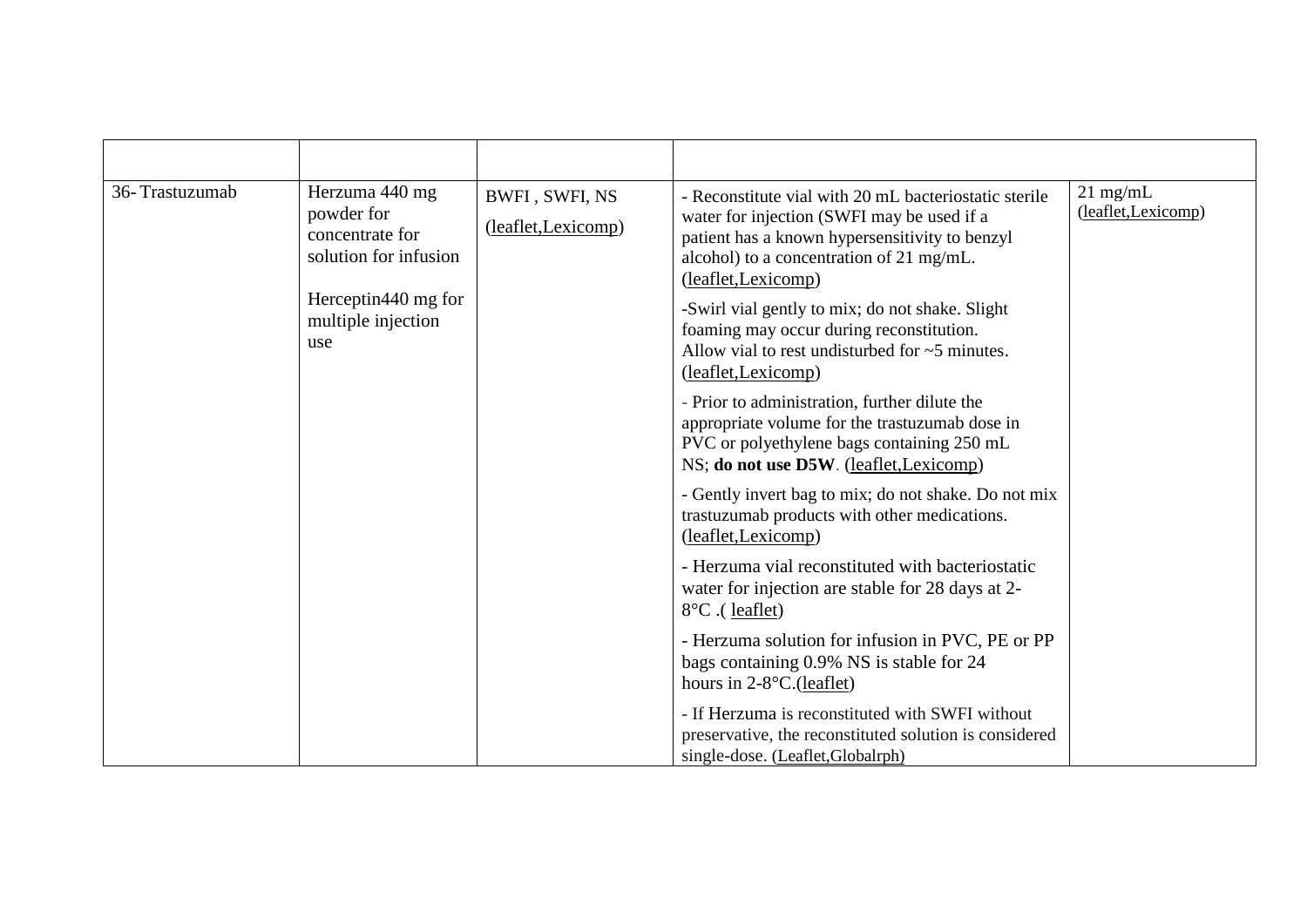| | | | | |
|---|---|---|---|---|
| 36- Trastuzumab | Herzuma 440 mg powder for concentrate for solution for infusion<br><br>Herceptin440 mg for multiple injection use | BWFI , SWFI, NS (leaflet,Lexicomp) | - Reconstitute vial with 20 mL bacteriostatic sterile water for injection (SWFI may be used if a patient has a known hypersensitivity to benzyl alcohol) to a concentration of 21 mg/mL. (leaflet,Lexicomp)<br><br>-Swirl vial gently to mix; do not shake. Slight foaming may occur during reconstitution. Allow vial to rest undisturbed for ~5 minutes. (leaflet,Lexicomp)<br><br>- Prior to administration, further dilute the appropriate volume for the trastuzumab dose in PVC or polyethylene bags containing 250 mL NS; **do not use D5W**. (leaflet,Lexicomp)<br><br>- Gently invert bag to mix; do not shake. Do not mix trastuzumab products with other medications. (leaflet,Lexicomp)<br><br>- Herzuma vial reconstituted with bacteriostatic water for injection are stable for 28 days at 2-8°C .( leaflet)<br><br>- Herzuma solution for infusion in PVC, PE or PP bags containing 0.9% NS is stable for 24 hours in 2-8°C.(leaflet)<br><br>- If Herzuma is reconstituted with SWFI without preservative, the reconstituted solution is considered single-dose. (Leaflet,Globalrph) | 21 mg/mL (leaflet,Lexicomp) |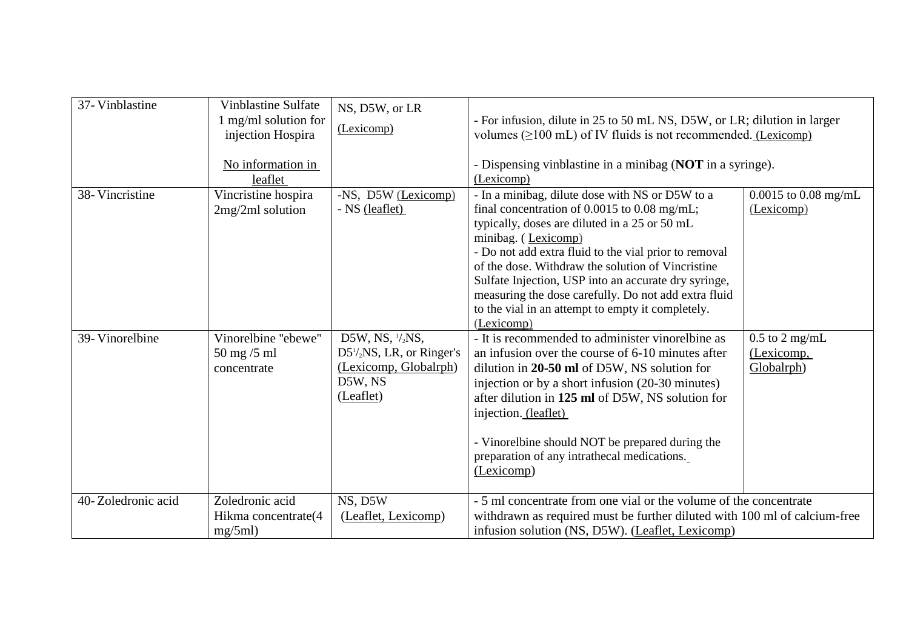| 37- Vinblastine | Vinblastine Sulfate 1 mg/ml solution for injection Hospira<br><br>No information in leaflet | NS, D5W, or LR<br>(Lexicomp) | - For infusion, dilute in 25 to 50 mL NS, D5W, or LR; dilution in larger volumes (≥100 mL) of IV fluids is not recommended. (Lexicomp)<br><br>- Dispensing vinblastine in a minibag (**NOT** in a syringe). (Lexicomp) | |
|---|---|---|---|---|
| 38- Vincristine | Vincristine hospira 2mg/2ml solution | -NS, D5W (Lexicomp)<br>- NS (leaflet) | - In a minibag, dilute dose with NS or D5W to a final concentration of 0.0015 to 0.08 mg/mL; typically, doses are diluted in a 25 or 50 mL minibag. ( Lexicomp)<br>- Do not add extra fluid to the vial prior to removal of the dose. Withdraw the solution of Vincristine Sulfate Injection, USP into an accurate dry syringe, measuring the dose carefully. Do not add extra fluid to the vial in an attempt to empty it completely. (Lexicomp) | 0.0015 to 0.08 mg/mL (Lexicomp) |
| 39- Vinorelbine | Vinorelbine "ebewe" 50 mg /5 ml concentrate | D5W, NS, ½NS, D5½NS, LR, or Ringer's (Lexicomp, Globalrph)<br>D5W, NS<br>(Leaflet) | - It is recommended to administer vinorelbine as an infusion over the course of 6-10 minutes after dilution in **20-50 ml** of D5W, NS solution for injection or by a short infusion (20-30 minutes) after dilution in **125 ml** of D5W, NS solution for injection. (leaflet)<br><br>- Vinorelbine should NOT be prepared during the preparation of any intrathecal medications. (Lexicomp) | 0.5 to 2 mg/mL (Lexicomp, Globalrph) |
| 40- Zoledronic acid | Zoledronic acid Hikma concentrate(4 mg/5ml) | NS, D5W<br>(Leaflet, Lexicomp) | - 5 ml concentrate from one vial or the volume of the concentrate withdrawn as required must be further diluted with 100 ml of calcium-free infusion solution (NS, D5W). (Leaflet, Lexicomp) | |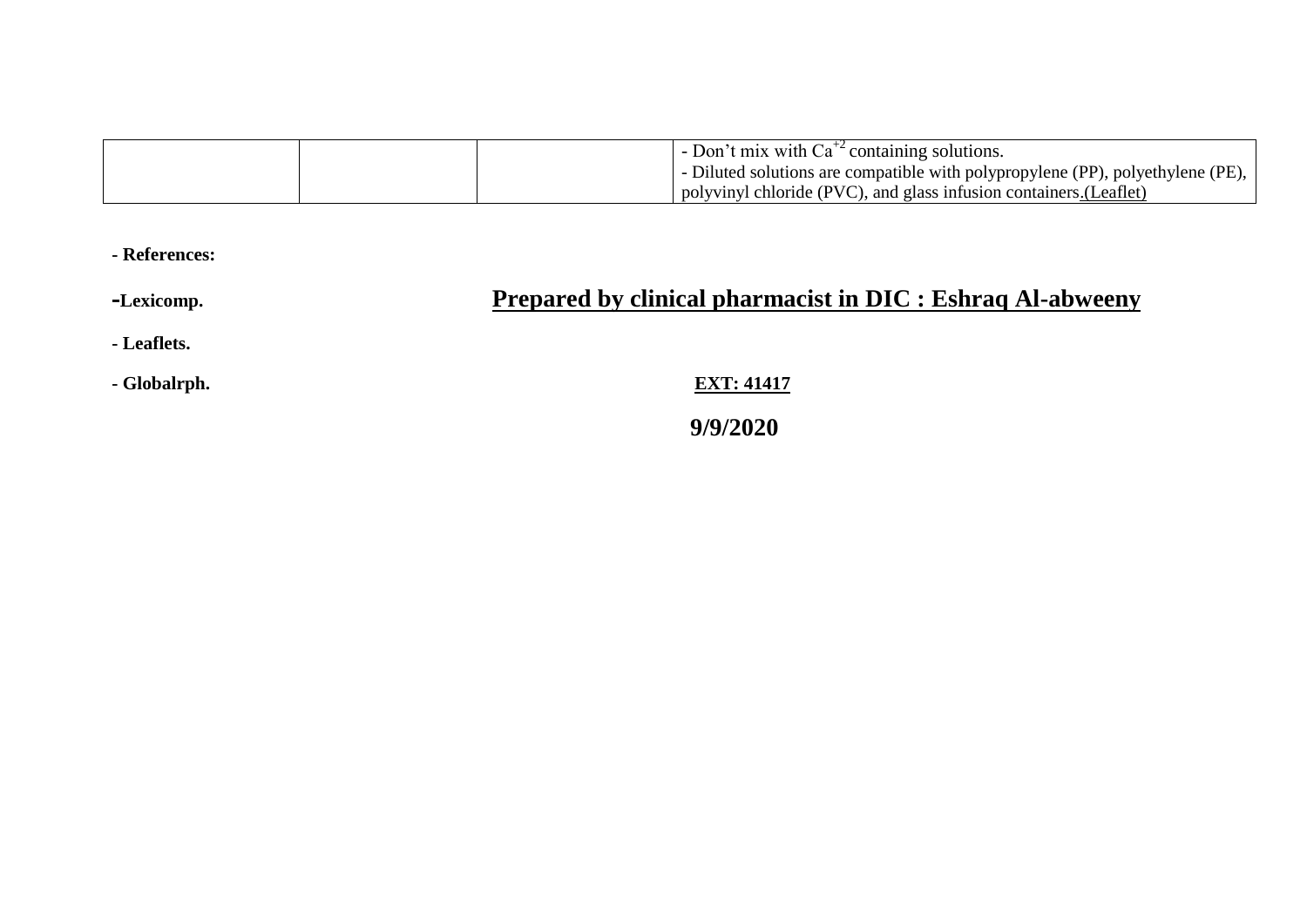| | | | |
|---|---|---|---|
| | | | - Don't mix with $Ca^{+2}$ containing solutions.<br>- Diluted solutions are compatible with polypropylene (PP), polyethylene (PE), polyvinyl chloride (PVC), and glass infusion containers.(Leaflet) |

**- References:**

**-Lexicomp.**

**- Leaflets.**

**- Globalrph.**

**Prepared by clinical pharmacist in DIC : Eshraq Al-abweeny**

**EXT: 41417**

**9/9/2020**